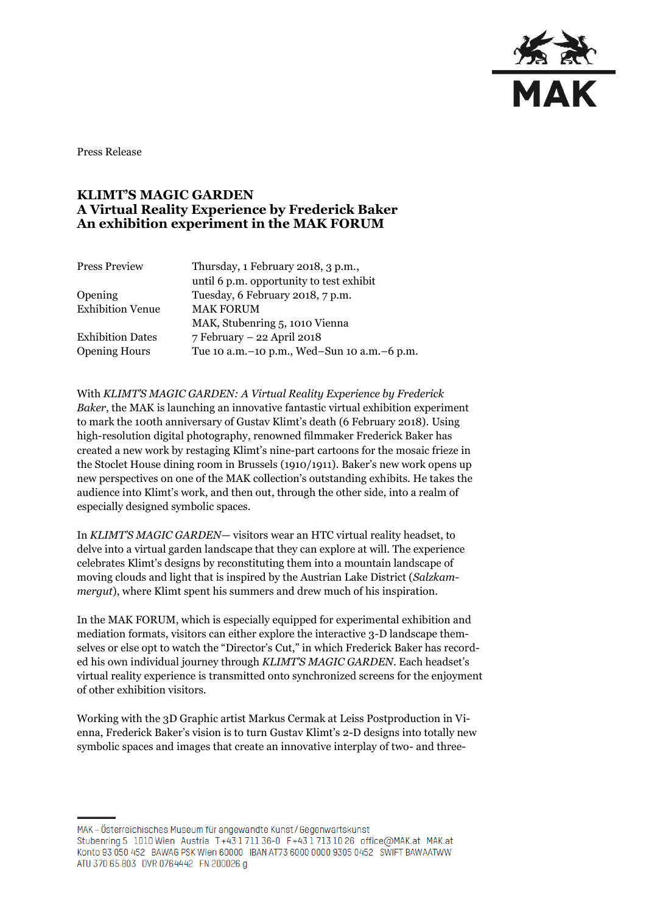Press Release

# KLIMT'S MAGIC GARDEN
## A Virtual Reality Experience by Frederick Baker
## An exhibition experiment in the MAK FORUM

| | |
|---|---|
| Press Preview | Thursday, 1 February 2018, 3 p.m., until 6 p.m. opportunity to test exhibit |
| Opening | Tuesday, 6 February 2018, 7 p.m. |
| Exhibition Venue | MAK FORUM<br>MAK, Stubenring 5, 1010 Vienna |
| Exhibition Dates | 7 February – 22 April 2018 |
| Opening Hours | Tue 10 a.m.–10 p.m., Wed–Sun 10 a.m.–6 p.m. |

With *KLIMT'S MAGIC GARDEN: A Virtual Reality Experience by Frederick Baker*, the MAK is launching an innovative fantastic virtual exhibition experiment to mark the 100th anniversary of Gustav Klimt's death (6 February 2018). Using high-resolution digital photography, renowned filmmaker Frederick Baker has created a new work by restaging Klimt's nine-part cartoons for the mosaic frieze in the Stoclet House dining room in Brussels (1910/1911). Baker's new work opens up new perspectives on one of the MAK collection's outstanding exhibits. He takes the audience into Klimt's work, and then out, through the other side, into a realm of especially designed symbolic spaces.

In *KLIMT'S MAGIC GARDEN*— visitors wear an HTC virtual reality headset, to delve into a virtual garden landscape that they can explore at will. The experience celebrates Klimt's designs by reconstituting them into a mountain landscape of moving clouds and light that is inspired by the Austrian Lake District (*Salzkammergut*), where Klimt spent his summers and drew much of his inspiration.

In the MAK FORUM, which is especially equipped for experimental exhibition and mediation formats, visitors can either explore the interactive 3-D landscape themselves or else opt to watch the "Director's Cut," in which Frederick Baker has recorded his own individual journey through *KLIMT'S MAGIC GARDEN*. Each headset's virtual reality experience is transmitted onto synchronized screens for the enjoyment of other exhibition visitors.

Working with the 3D Graphic artist Markus Cermak at Leiss Postproduction in Vienna, Frederick Baker's vision is to turn Gustav Klimt's 2-D designs into totally new symbolic spaces and images that create an innovative interplay of two- and three-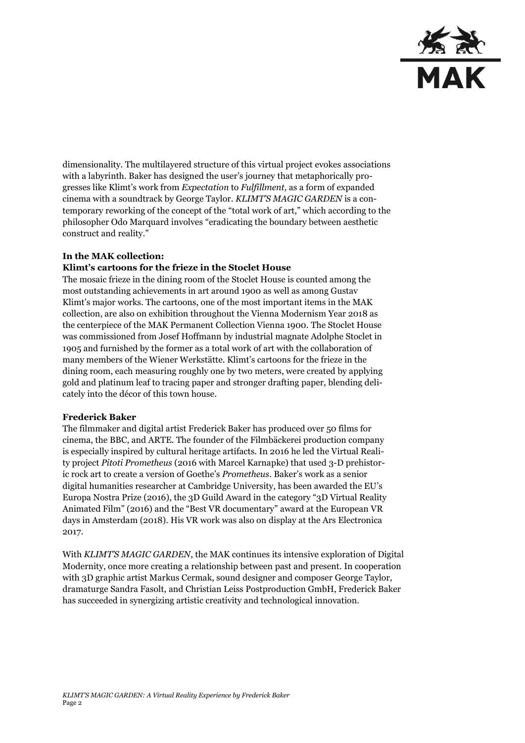dimensionality. The multilayered structure of this virtual project evokes associations with a labyrinth. Baker has designed the user's journey that metaphorically progresses like Klimt's work from *Expectation* to *Fulfillment,* as a form of expanded cinema with a soundtrack by George Taylor. *KLIMT'S MAGIC GARDEN* is a contemporary reworking of the concept of the "total work of art," which according to the philosopher Odo Marquard involves "eradicating the boundary between aesthetic construct and reality."

**In the MAK collection:**
**Klimt's cartoons for the frieze in the Stoclet House**

The mosaic frieze in the dining room of the Stoclet House is counted among the most outstanding achievements in art around 1900 as well as among Gustav Klimt's major works. The cartoons, one of the most important items in the MAK collection, are also on exhibition throughout the Vienna Modernism Year 2018 as the centerpiece of the MAK Permanent Collection Vienna 1900. The Stoclet House was commissioned from Josef Hoffmann by industrial magnate Adolphe Stoclet in 1905 and furnished by the former as a total work of art with the collaboration of many members of the Wiener Werkstätte. Klimt's cartoons for the frieze in the dining room, each measuring roughly one by two meters, were created by applying gold and platinum leaf to tracing paper and stronger drafting paper, blending delicately into the décor of this town house.

**Frederick Baker**

The filmmaker and digital artist Frederick Baker has produced over 50 films for cinema, the BBC, and ARTE. The founder of the Filmbäckerei production company is especially inspired by cultural heritage artifacts. In 2016 he led the Virtual Reality project *Pitoti Prometheus* (2016 with Marcel Karnapke) that used 3-D prehistoric rock art to create a version of Goethe's *Prometheus*. Baker's work as a senior digital humanities researcher at Cambridge University, has been awarded the EU's Europa Nostra Prize (2016), the 3D Guild Award in the category "3D Virtual Reality Animated Film" (2016) and the "Best VR documentary" award at the European VR days in Amsterdam (2018). His VR work was also on display at the Ars Electronica 2017.

With *KLIMT'S MAGIC GARDEN*, the MAK continues its intensive exploration of Digital Modernity, once more creating a relationship between past and present. In cooperation with 3D graphic artist Markus Cermak, sound designer and composer George Taylor, dramaturge Sandra Fasolt, and Christian Leiss Postproduction GmbH, Frederick Baker has succeeded in synergizing artistic creativity and technological innovation.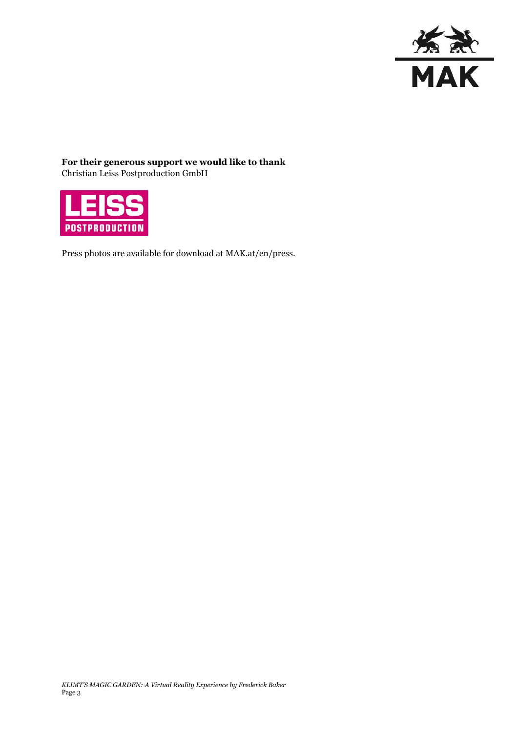**For their generous support we would like to thank**
Christian Leiss Postproduction GmbH

Press photos are available for download at MAK.at/en/press.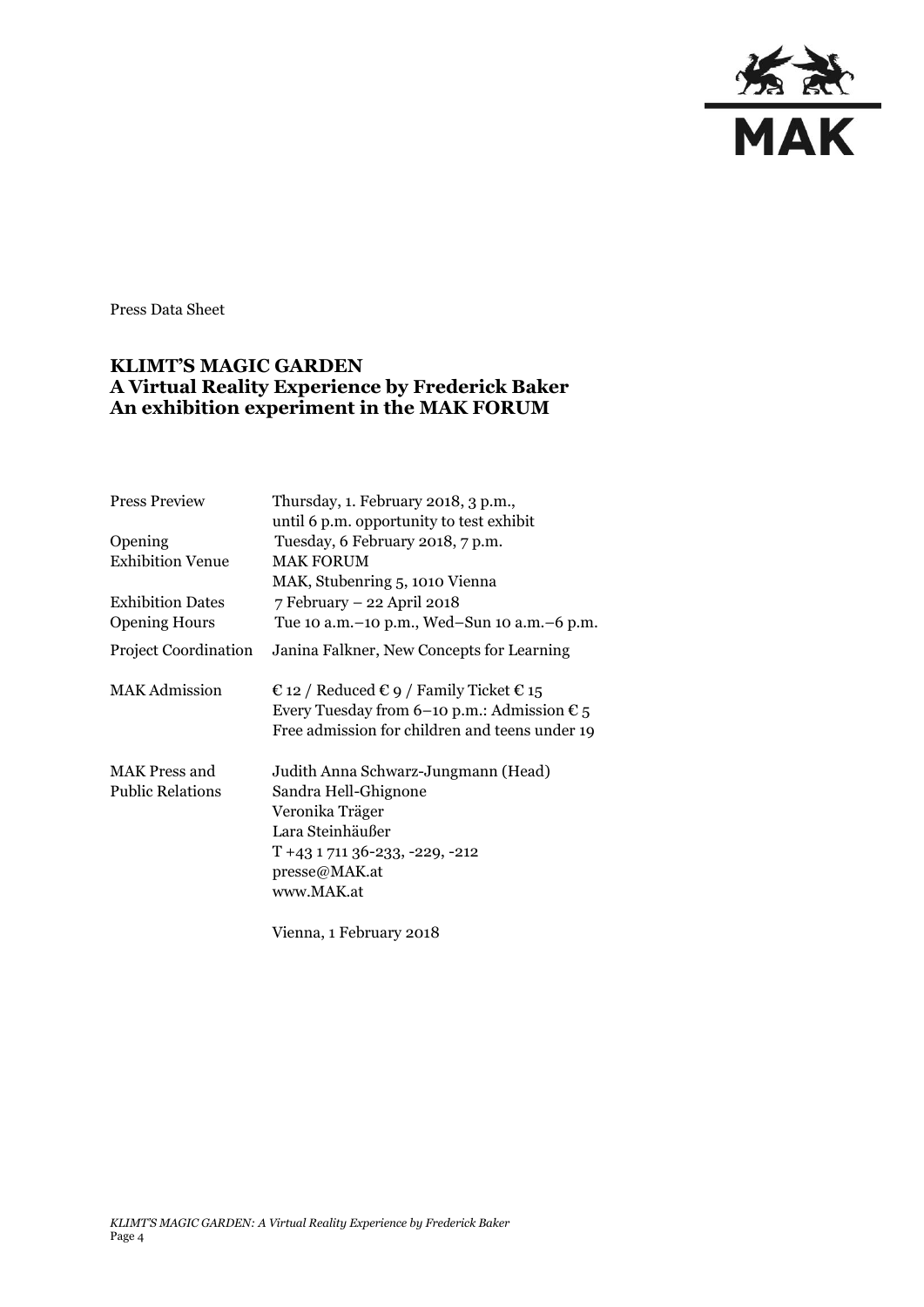Press Data Sheet

## KLIMT'S MAGIC GARDEN
## A Virtual Reality Experience by Frederick Baker
## An exhibition experiment in the MAK FORUM

| | |
|---|---|
| Press Preview | Thursday, 1. February 2018, 3 p.m., until 6 p.m. opportunity to test exhibit |
| Opening | Tuesday, 6 February 2018, 7 p.m. |
| Exhibition Venue | MAK FORUM<br>MAK, Stubenring 5, 1010 Vienna |
| Exhibition Dates | 7 February – 22 April 2018 |
| Opening Hours | Tue 10 a.m.–10 p.m., Wed–Sun 10 a.m.–6 p.m. |
| Project Coordination | Janina Falkner, New Concepts for Learning |
| MAK Admission | € 12 / Reduced € 9 / Family Ticket € 15<br>Every Tuesday from 6–10 p.m.: Admission € 5<br>Free admission for children and teens under 19 |
| MAK Press and Public Relations | Judith Anna Schwarz-Jungmann (Head)<br>Sandra Hell-Ghignone<br>Veronika Träger<br>Lara Steinhäußer<br>T +43 1 711 36-233, -229, -212<br>presse@MAK.at<br>www.MAK.at |

Vienna, 1 February 2018